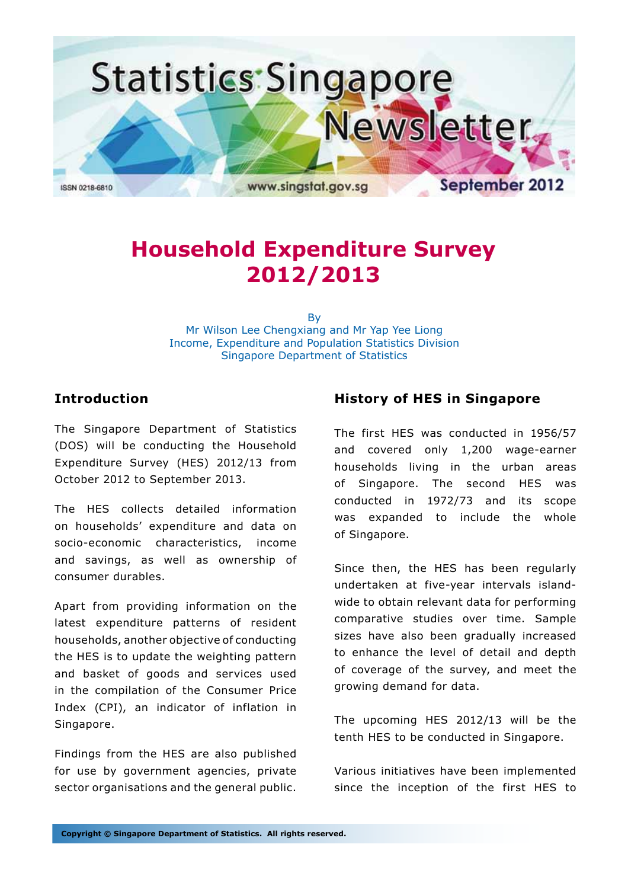# Household Expenditure Survey 2012/2013

By
Mr Wilson Lee Chengxiang and Mr Yap Yee Liong
Income, Expenditure and Population Statistics Division
Singapore Department of Statistics

## Introduction

The Singapore Department of Statistics (DOS) will be conducting the Household Expenditure Survey (HES) 2012/13 from October 2012 to September 2013.

The HES collects detailed information on households' expenditure and data on socio-economic characteristics, income and savings, as well as ownership of consumer durables.

Apart from providing information on the latest expenditure patterns of resident households, another objective of conducting the HES is to update the weighting pattern and basket of goods and services used in the compilation of the Consumer Price Index (CPI), an indicator of inflation in Singapore.

Findings from the HES are also published for use by government agencies, private sector organisations and the general public.

## History of HES in Singapore

The first HES was conducted in 1956/57 and covered only 1,200 wage-earner households living in the urban areas of Singapore. The second HES was conducted in 1972/73 and its scope was expanded to include the whole of Singapore.

Since then, the HES has been regularly undertaken at five-year intervals island-wide to obtain relevant data for performing comparative studies over time. Sample sizes have also been gradually increased to enhance the level of detail and depth of coverage of the survey, and meet the growing demand for data.

The upcoming HES 2012/13 will be the tenth HES to be conducted in Singapore.

Various initiatives have been implemented since the inception of the first HES to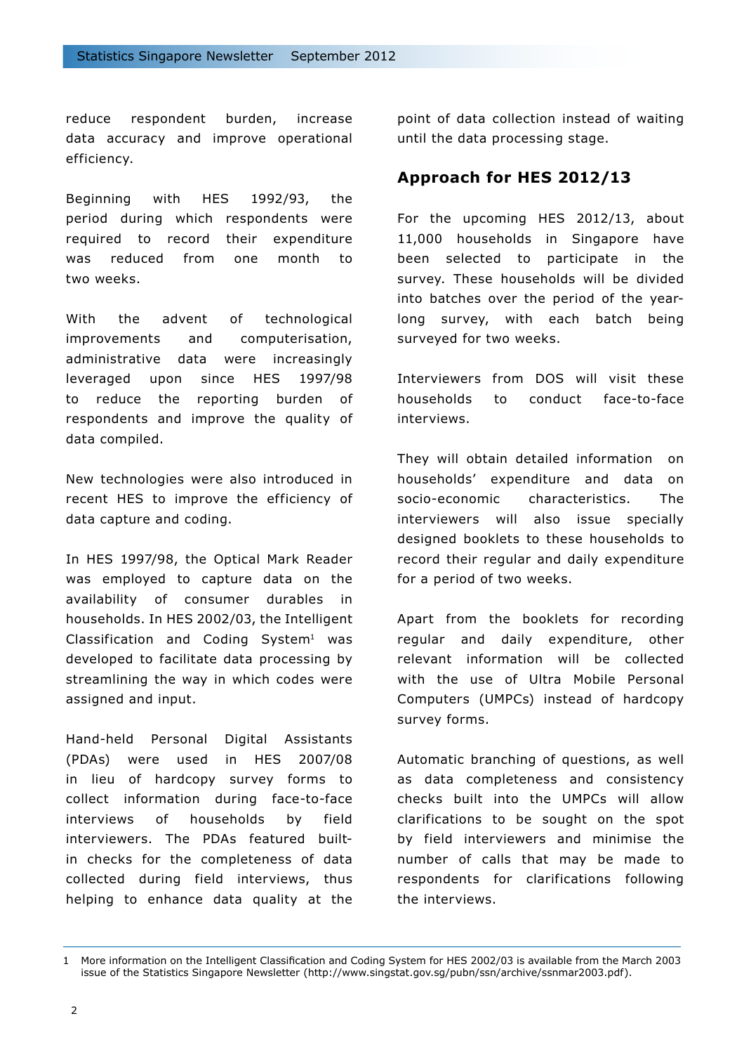reduce respondent burden, increase data accuracy and improve operational efficiency.

Beginning with HES 1992/93, the period during which respondents were required to record their expenditure was reduced from one month to two weeks.

With the advent of technological improvements and computerisation, administrative data were increasingly leveraged upon since HES 1997/98 to reduce the reporting burden of respondents and improve the quality of data compiled.

New technologies were also introduced in recent HES to improve the efficiency of data capture and coding.

In HES 1997/98, the Optical Mark Reader was employed to capture data on the availability of consumer durables in households. In HES 2002/03, the Intelligent Classification and Coding System[1] was developed to facilitate data processing by streamlining the way in which codes were assigned and input.

Hand-held Personal Digital Assistants (PDAs) were used in HES 2007/08 in lieu of hardcopy survey forms to collect information during face-to-face interviews of households by field interviewers. The PDAs featured built-in checks for the completeness of data collected during field interviews, thus helping to enhance data quality at the point of data collection instead of waiting until the data processing stage.

## Approach for HES 2012/13

For the upcoming HES 2012/13, about 11,000 households in Singapore have been selected to participate in the survey. These households will be divided into batches over the period of the year-long survey, with each batch being surveyed for two weeks.

Interviewers from DOS will visit these households to conduct face-to-face interviews.

They will obtain detailed information on households' expenditure and data on socio-economic characteristics. The interviewers will also issue specially designed booklets to these households to record their regular and daily expenditure for a period of two weeks.

Apart from the booklets for recording regular and daily expenditure, other relevant information will be collected with the use of Ultra Mobile Personal Computers (UMPCs) instead of hardcopy survey forms.

Automatic branching of questions, as well as data completeness and consistency checks built into the UMPCs will allow clarifications to be sought on the spot by field interviewers and minimise the number of calls that may be made to respondents for clarifications following the interviews.

---

1 More information on the Intelligent Classification and Coding System for HES 2002/03 is available from the March 2003 issue of the Statistics Singapore Newsletter (http://www.singstat.gov.sg/pubn/ssn/archive/ssnmar2003.pdf).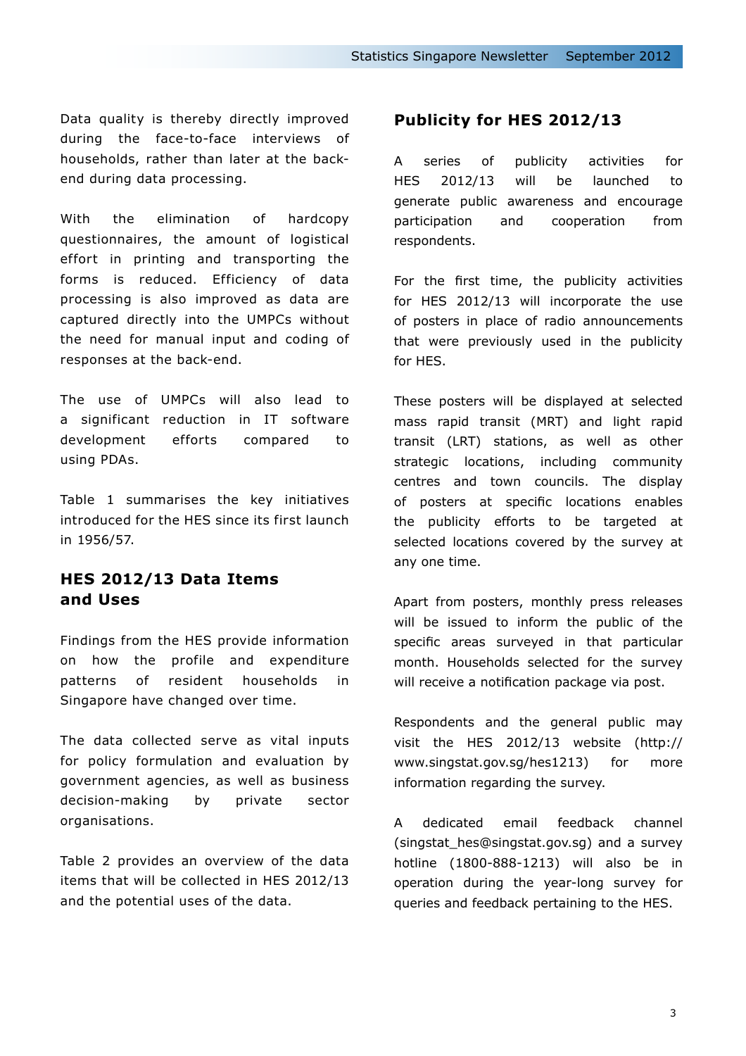Data quality is thereby directly improved during the face-to-face interviews of households, rather than later at the back-end during data processing.

With the elimination of hardcopy questionnaires, the amount of logistical effort in printing and transporting the forms is reduced. Efficiency of data processing is also improved as data are captured directly into the UMPCs without the need for manual input and coding of responses at the back-end.

The use of UMPCs will also lead to a significant reduction in IT software development efforts compared to using PDAs.

Table 1 summarises the key initiatives introduced for the HES since its first launch in 1956/57.

## HES 2012/13 Data Items and Uses

Findings from the HES provide information on how the profile and expenditure patterns of resident households in Singapore have changed over time.

The data collected serve as vital inputs for policy formulation and evaluation by government agencies, as well as business decision-making by private sector organisations.

Table 2 provides an overview of the data items that will be collected in HES 2012/13 and the potential uses of the data.

## Publicity for HES 2012/13

A series of publicity activities for HES 2012/13 will be launched to generate public awareness and encourage participation and cooperation from respondents.

For the first time, the publicity activities for HES 2012/13 will incorporate the use of posters in place of radio announcements that were previously used in the publicity for HES.

These posters will be displayed at selected mass rapid transit (MRT) and light rapid transit (LRT) stations, as well as other strategic locations, including community centres and town councils. The display of posters at specific locations enables the publicity efforts to be targeted at selected locations covered by the survey at any one time.

Apart from posters, monthly press releases will be issued to inform the public of the specific areas surveyed in that particular month. Households selected for the survey will receive a notification package via post.

Respondents and the general public may visit the HES 2012/13 website (http://www.singstat.gov.sg/hes1213) for more information regarding the survey.

A dedicated email feedback channel (singstat_hes@singstat.gov.sg) and a survey hotline (1800-888-1213) will also be in operation during the year-long survey for queries and feedback pertaining to the HES.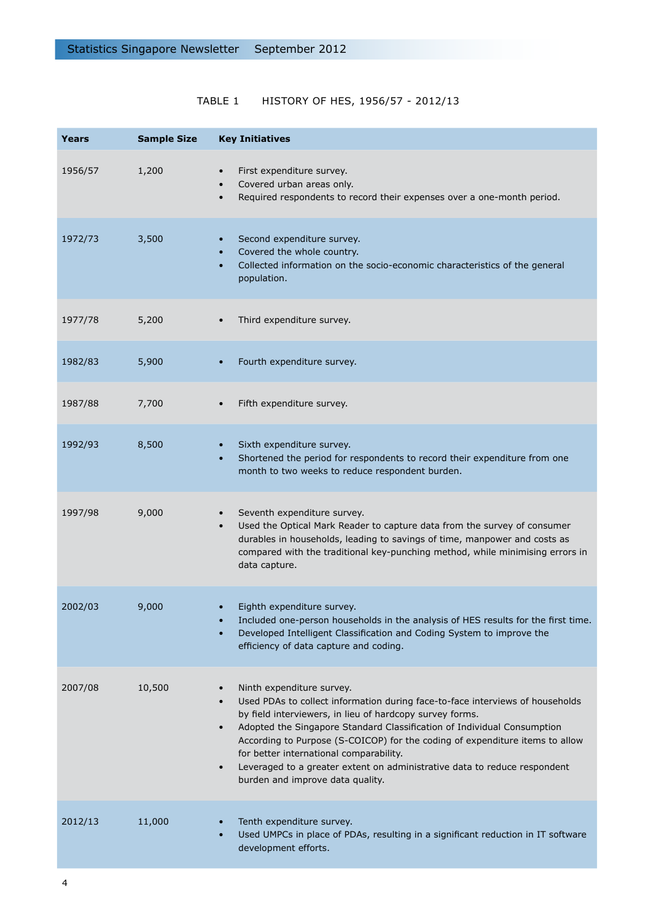TABLE 1 HISTORY OF HES, 1956/57 - 2012/13

| Years | Sample Size | Key Initiatives |
|---|---|---|
| 1956/57 | 1,200 | • First expenditure survey.<br>• Covered urban areas only.<br>• Required respondents to record their expenses over a one-month period. |
| 1972/73 | 3,500 | • Second expenditure survey.<br>• Covered the whole country.<br>• Collected information on the socio-economic characteristics of the general population. |
| 1977/78 | 5,200 | • Third expenditure survey. |
| 1982/83 | 5,900 | • Fourth expenditure survey. |
| 1987/88 | 7,700 | • Fifth expenditure survey. |
| 1992/93 | 8,500 | • Sixth expenditure survey.<br>• Shortened the period for respondents to record their expenditure from one month to two weeks to reduce respondent burden. |
| 1997/98 | 9,000 | • Seventh expenditure survey.<br>• Used the Optical Mark Reader to capture data from the survey of consumer durables in households, leading to savings of time, manpower and costs as compared with the traditional key-punching method, while minimising errors in data capture. |
| 2002/03 | 9,000 | • Eighth expenditure survey.<br>• Included one-person households in the analysis of HES results for the first time.<br>• Developed Intelligent Classification and Coding System to improve the efficiency of data capture and coding. |
| 2007/08 | 10,500 | • Ninth expenditure survey.<br>• Used PDAs to collect information during face-to-face interviews of households by field interviewers, in lieu of hardcopy survey forms.<br>• Adopted the Singapore Standard Classification of Individual Consumption According to Purpose (S-COICOP) for the coding of expenditure items to allow for better international comparability.<br>• Leveraged to a greater extent on administrative data to reduce respondent burden and improve data quality. |
| 2012/13 | 11,000 | • Tenth expenditure survey.<br>• Used UMPCs in place of PDAs, resulting in a significant reduction in IT software development efforts. |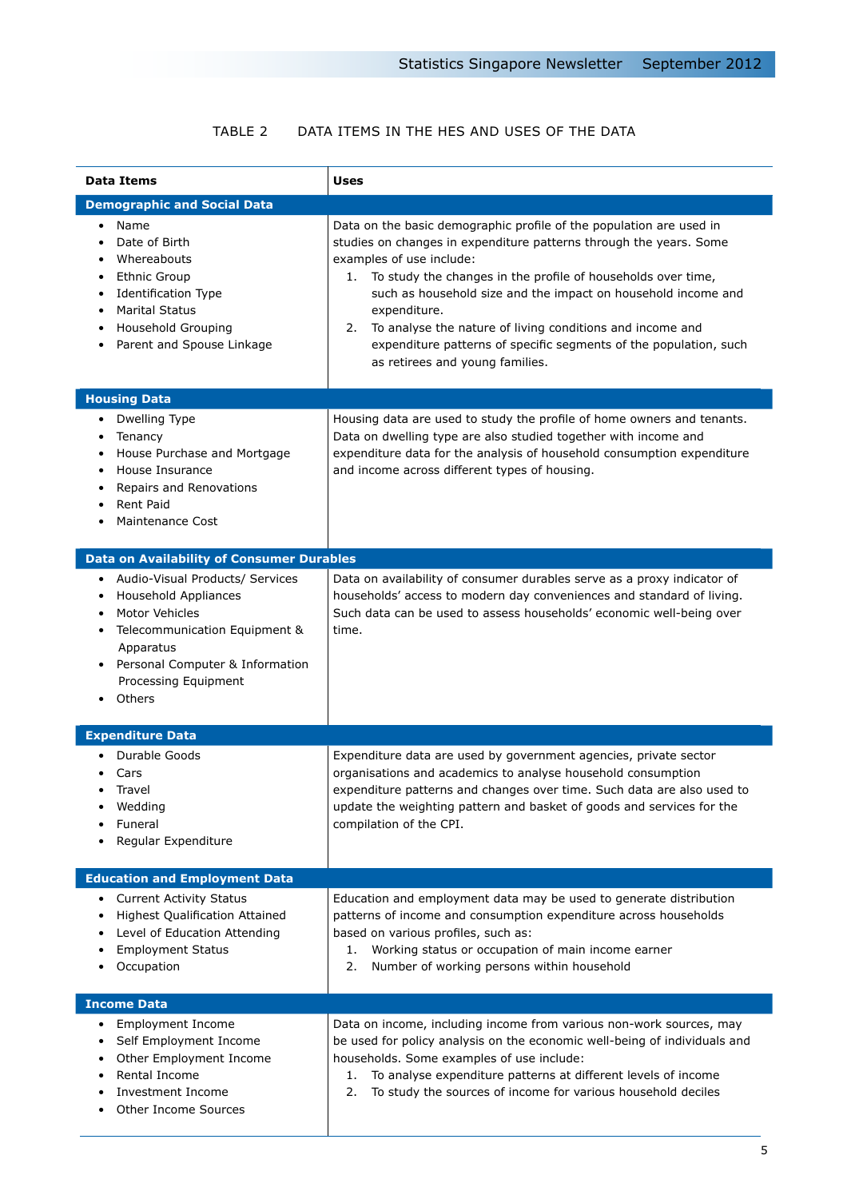TABLE 2 DATA ITEMS IN THE HES AND USES OF THE DATA

| Data Items | Uses |
|---|---|
| **Demographic and Social Data** | |
| • Name<br>• Date of Birth<br>• Whereabouts<br>• Ethnic Group<br>• Identification Type<br>• Marital Status<br>• Household Grouping<br>• Parent and Spouse Linkage | Data on the basic demographic profile of the population are used in studies on changes in expenditure patterns through the years. Some examples of use include:<br>1. To study the changes in the profile of households over time, such as household size and the impact on household income and expenditure.<br>2. To analyse the nature of living conditions and income and expenditure patterns of specific segments of the population, such as retirees and young families. |
| **Housing Data** | |
| • Dwelling Type<br>• Tenancy<br>• House Purchase and Mortgage<br>• House Insurance<br>• Repairs and Renovations<br>• Rent Paid<br>• Maintenance Cost | Housing data are used to study the profile of home owners and tenants. Data on dwelling type are also studied together with income and expenditure data for the analysis of household consumption expenditure and income across different types of housing. |
| **Data on Availability of Consumer Durables** | |
| • Audio-Visual Products/ Services<br>• Household Appliances<br>• Motor Vehicles<br>• Telecommunication Equipment & Apparatus<br>• Personal Computer & Information Processing Equipment<br>• Others | Data on availability of consumer durables serve as a proxy indicator of households' access to modern day conveniences and standard of living. Such data can be used to assess households' economic well-being over time. |
| **Expenditure Data** | |
| • Durable Goods<br>• Cars<br>• Travel<br>• Wedding<br>• Funeral<br>• Regular Expenditure | Expenditure data are used by government agencies, private sector organisations and academics to analyse household consumption expenditure patterns and changes over time. Such data are also used to update the weighting pattern and basket of goods and services for the compilation of the CPI. |
| **Education and Employment Data** | |
| • Current Activity Status<br>• Highest Qualification Attained<br>• Level of Education Attending<br>• Employment Status<br>• Occupation | Education and employment data may be used to generate distribution patterns of income and consumption expenditure across households based on various profiles, such as:<br>1. Working status or occupation of main income earner<br>2. Number of working persons within household |
| **Income Data** | |
| • Employment Income<br>• Self Employment Income<br>• Other Employment Income<br>• Rental Income<br>• Investment Income<br>• Other Income Sources | Data on income, including income from various non-work sources, may be used for policy analysis on the economic well-being of individuals and households. Some examples of use include:<br>1. To analyse expenditure patterns at different levels of income<br>2. To study the sources of income for various household deciles |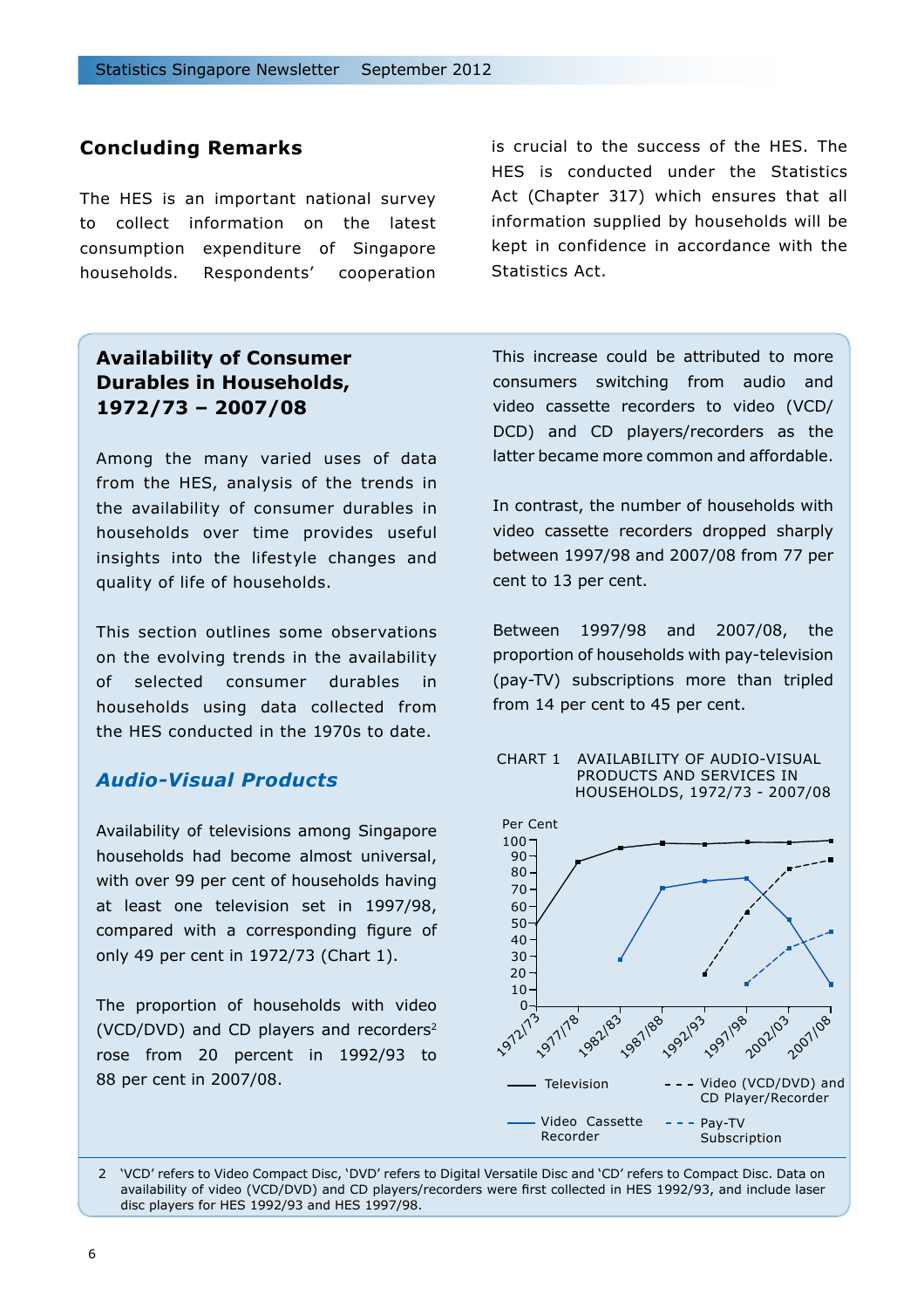## Concluding Remarks

The HES is an important national survey to collect information on the latest consumption expenditure of Singapore households. Respondents' cooperation is crucial to the success of the HES. The HES is conducted under the Statistics Act (Chapter 317) which ensures that all information supplied by households will be kept in confidence in accordance with the Statistics Act.

## Availability of Consumer Durables in Households, 1972/73 – 2007/08

Among the many varied uses of data from the HES, analysis of the trends in the availability of consumer durables in households over time provides useful insights into the lifestyle changes and quality of life of households.

This section outlines some observations on the evolving trends in the availability of selected consumer durables in households using data collected from the HES conducted in the 1970s to date.

### *Audio-Visual Products*

Availability of televisions among Singapore households had become almost universal, with over 99 per cent of households having at least one television set in 1997/98, compared with a corresponding figure of only 49 per cent in 1972/73 (Chart 1).

The proportion of households with video (VCD/DVD) and CD players and recorders[2] rose from 20 percent in 1992/93 to 88 per cent in 2007/08. This increase could be attributed to more consumers switching from audio and video cassette recorders to video (VCD/DCD) and CD players/recorders as the latter became more common and affordable.

In contrast, the number of households with video cassette recorders dropped sharply between 1997/98 and 2007/08 from 77 per cent to 13 per cent.

Between 1997/98 and 2007/08, the proportion of households with pay-television (pay-TV) subscriptions more than tripled from 14 per cent to 45 per cent.

CHART 1 AVAILABILITY OF AUDIO-VISUAL PRODUCTS AND SERVICES IN HOUSEHOLDS, 1972/73 - 2007/08

Per Cent

Legend: Television; Video (VCD/DVD) and CD Player/Recorder; Video Cassette Recorder; Pay-TV Subscription

2 'VCD' refers to Video Compact Disc, 'DVD' refers to Digital Versatile Disc and 'CD' refers to Compact Disc. Data on availability of video (VCD/DVD) and CD players/recorders were first collected in HES 1992/93, and include laser disc players for HES 1992/93 and HES 1997/98.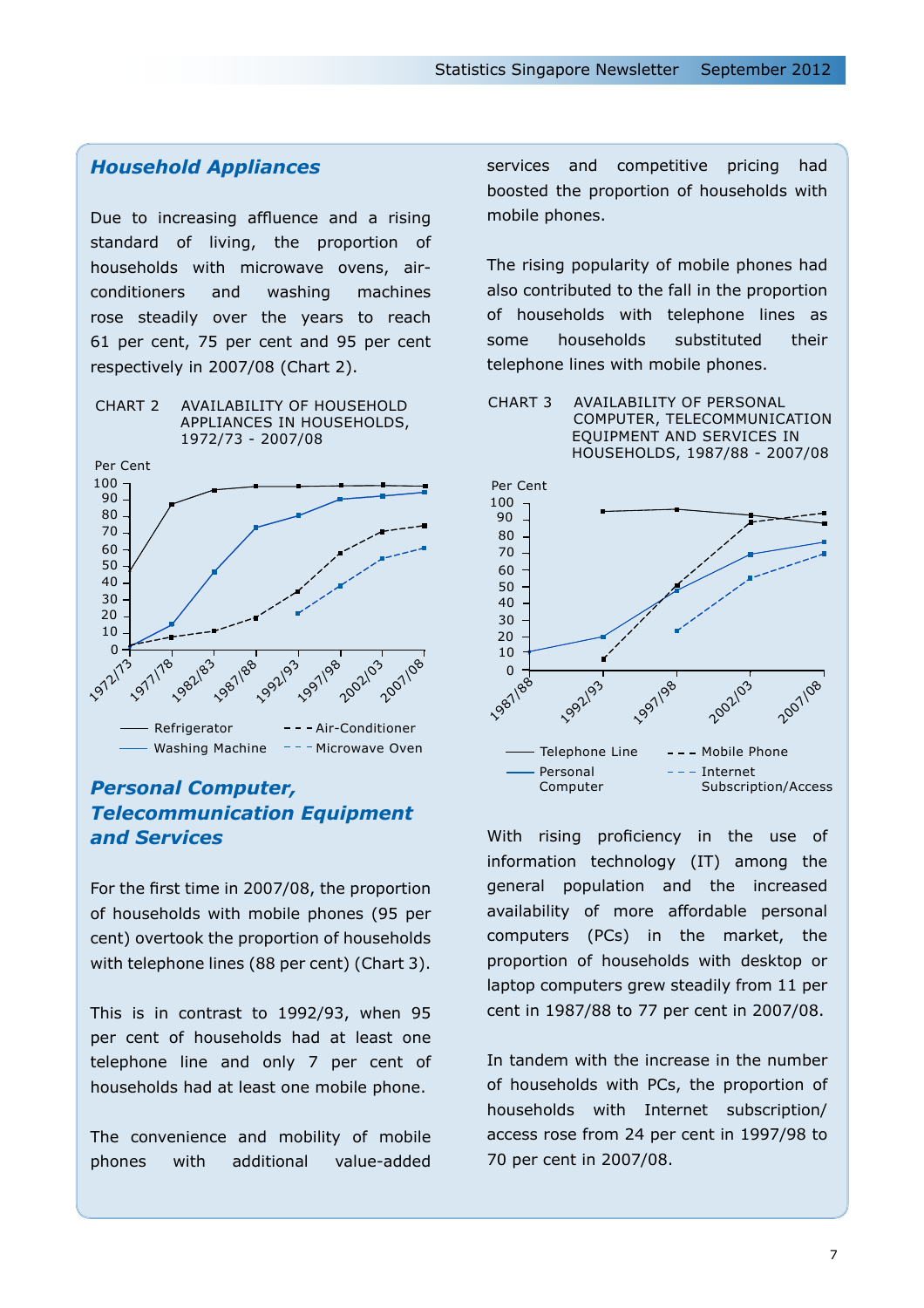## Household Appliances

Due to increasing affluence and a rising standard of living, the proportion of households with microwave ovens, air-conditioners and washing machines rose steadily over the years to reach 61 per cent, 75 per cent and 95 per cent respectively in 2007/08 (Chart 2).

CHART 2 AVAILABILITY OF HOUSEHOLD APPLIANCES IN HOUSEHOLDS, 1972/73 - 2007/08

## Personal Computer, Telecommunication Equipment and Services

For the first time in 2007/08, the proportion of households with mobile phones (95 per cent) overtook the proportion of households with telephone lines (88 per cent) (Chart 3).

This is in contrast to 1992/93, when 95 per cent of households had at least one telephone line and only 7 per cent of households had at least one mobile phone.

The convenience and mobility of mobile phones with additional value-added services and competitive pricing had boosted the proportion of households with mobile phones.

The rising popularity of mobile phones had also contributed to the fall in the proportion of households with telephone lines as some households substituted their telephone lines with mobile phones.

CHART 3 AVAILABILITY OF PERSONAL COMPUTER, TELECOMMUNICATION EQUIPMENT AND SERVICES IN HOUSEHOLDS, 1987/88 - 2007/08

With rising proficiency in the use of information technology (IT) among the general population and the increased availability of more affordable personal computers (PCs) in the market, the proportion of households with desktop or laptop computers grew steadily from 11 per cent in 1987/88 to 77 per cent in 2007/08.

In tandem with the increase in the number of households with PCs, the proportion of households with Internet subscription/ access rose from 24 per cent in 1997/98 to 70 per cent in 2007/08.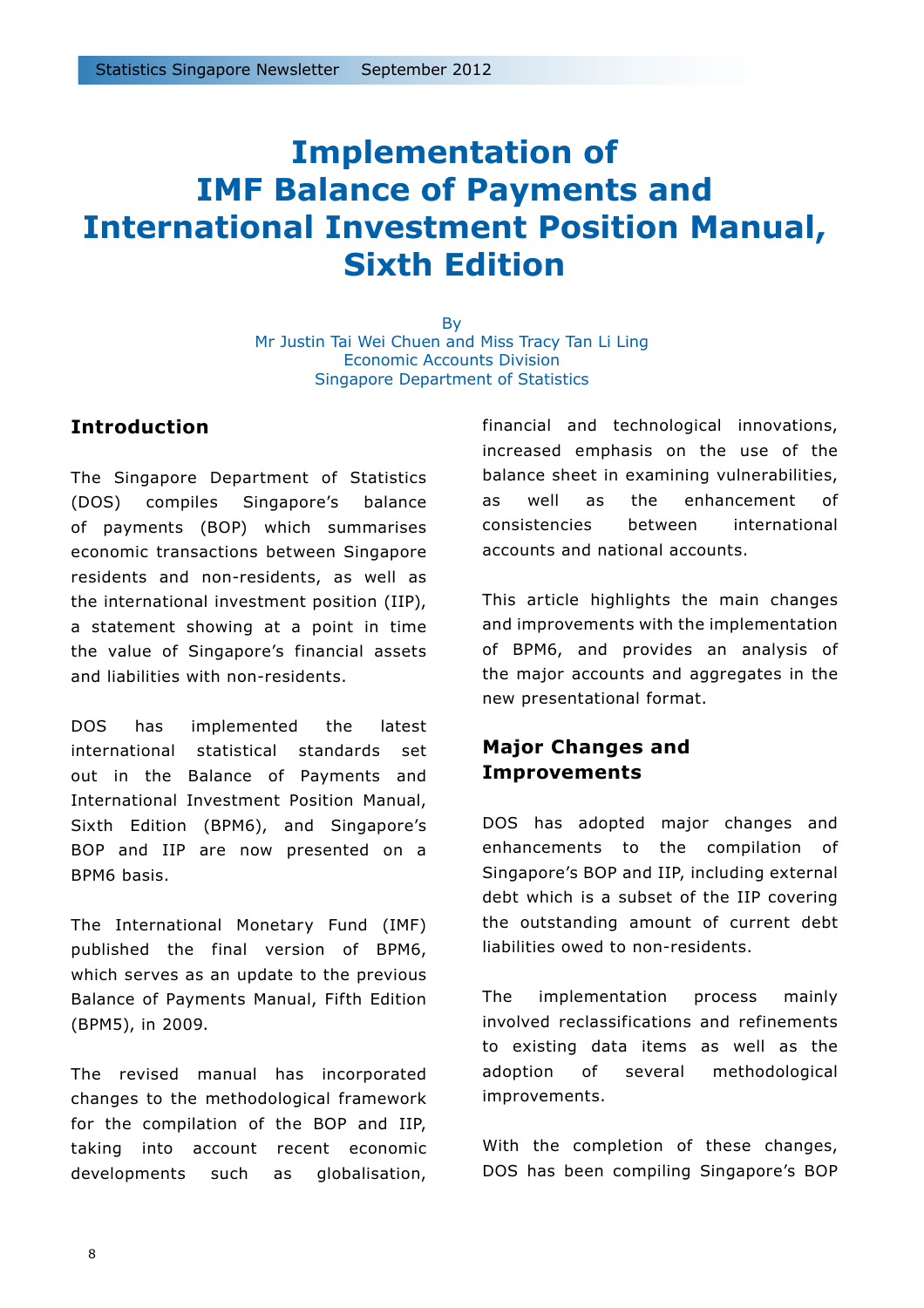# Implementation of IMF Balance of Payments and International Investment Position Manual, Sixth Edition

By
Mr Justin Tai Wei Chuen and Miss Tracy Tan Li Ling
Economic Accounts Division
Singapore Department of Statistics

## Introduction

The Singapore Department of Statistics (DOS) compiles Singapore's balance of payments (BOP) which summarises economic transactions between Singapore residents and non-residents, as well as the international investment position (IIP), a statement showing at a point in time the value of Singapore's financial assets and liabilities with non-residents.

DOS has implemented the latest international statistical standards set out in the Balance of Payments and International Investment Position Manual, Sixth Edition (BPM6), and Singapore's BOP and IIP are now presented on a BPM6 basis.

The International Monetary Fund (IMF) published the final version of BPM6, which serves as an update to the previous Balance of Payments Manual, Fifth Edition (BPM5), in 2009.

The revised manual has incorporated changes to the methodological framework for the compilation of the BOP and IIP, taking into account recent economic developments such as globalisation, financial and technological innovations, increased emphasis on the use of the balance sheet in examining vulnerabilities, as well as the enhancement of consistencies between international accounts and national accounts.

This article highlights the main changes and improvements with the implementation of BPM6, and provides an analysis of the major accounts and aggregates in the new presentational format.

## Major Changes and Improvements

DOS has adopted major changes and enhancements to the compilation of Singapore's BOP and IIP, including external debt which is a subset of the IIP covering the outstanding amount of current debt liabilities owed to non-residents.

The implementation process mainly involved reclassifications and refinements to existing data items as well as the adoption of several methodological improvements.

With the completion of these changes, DOS has been compiling Singapore's BOP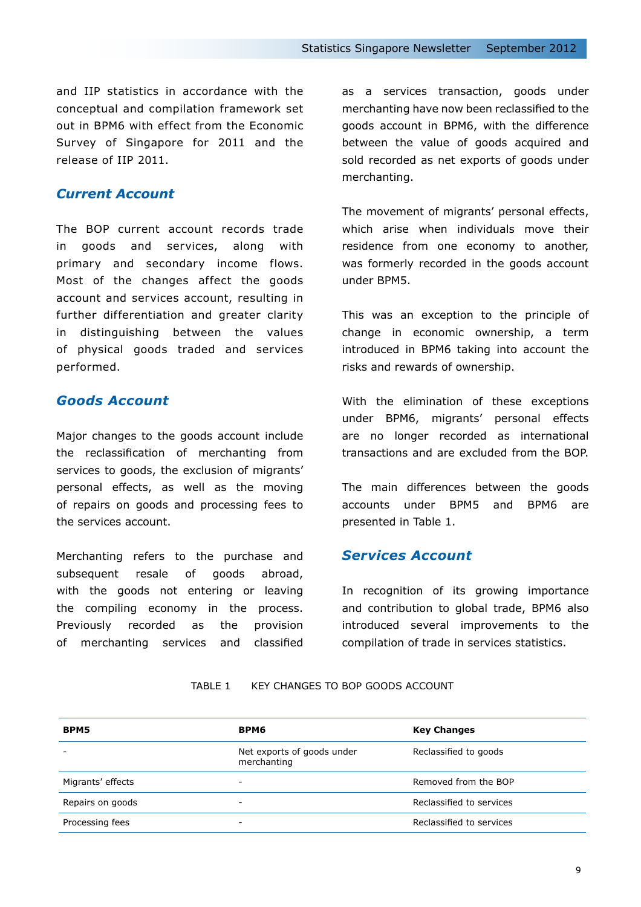and IIP statistics in accordance with the conceptual and compilation framework set out in BPM6 with effect from the Economic Survey of Singapore for 2011 and the release of IIP 2011.

## *Current Account*

The BOP current account records trade in goods and services, along with primary and secondary income flows. Most of the changes affect the goods account and services account, resulting in further differentiation and greater clarity in distinguishing between the values of physical goods traded and services performed.

## *Goods Account*

Major changes to the goods account include the reclassification of merchanting from services to goods, the exclusion of migrants' personal effects, as well as the moving of repairs on goods and processing fees to the services account.

Merchanting refers to the purchase and subsequent resale of goods abroad, with the goods not entering or leaving the compiling economy in the process. Previously recorded as the provision of merchanting services and classified as a services transaction, goods under merchanting have now been reclassified to the goods account in BPM6, with the difference between the value of goods acquired and sold recorded as net exports of goods under merchanting.

The movement of migrants' personal effects, which arise when individuals move their residence from one economy to another, was formerly recorded in the goods account under BPM5.

This was an exception to the principle of change in economic ownership, a term introduced in BPM6 taking into account the risks and rewards of ownership.

With the elimination of these exceptions under BPM6, migrants' personal effects are no longer recorded as international transactions and are excluded from the BOP.

The main differences between the goods accounts under BPM5 and BPM6 are presented in Table 1.

## *Services Account*

In recognition of its growing importance and contribution to global trade, BPM6 also introduced several improvements to the compilation of trade in services statistics.

TABLE 1 KEY CHANGES TO BOP GOODS ACCOUNT

| BPM5 | BPM6 | Key Changes |
|---|---|---|
| - | Net exports of goods under merchanting | Reclassified to goods |
| Migrants' effects | - | Removed from the BOP |
| Repairs on goods | - | Reclassified to services |
| Processing fees | - | Reclassified to services |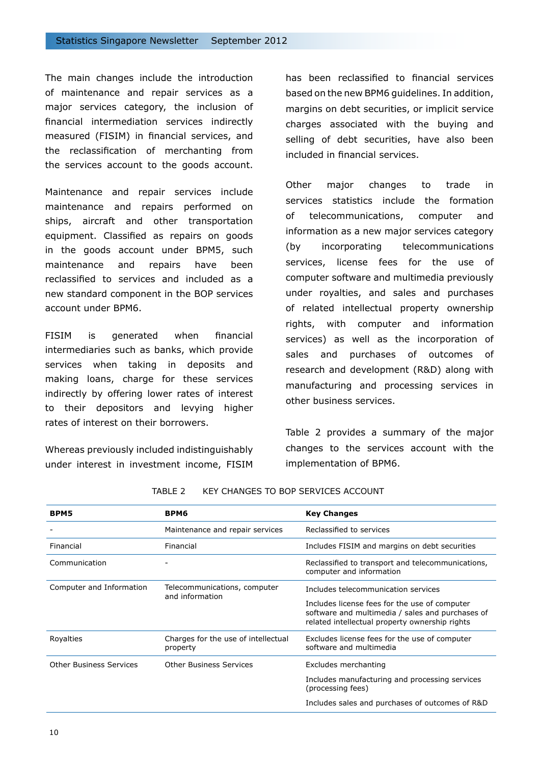The main changes include the introduction of maintenance and repair services as a major services category, the inclusion of financial intermediation services indirectly measured (FISIM) in financial services, and the reclassification of merchanting from the services account to the goods account.

Maintenance and repair services include maintenance and repairs performed on ships, aircraft and other transportation equipment. Classified as repairs on goods in the goods account under BPM5, such maintenance and repairs have been reclassified to services and included as a new standard component in the BOP services account under BPM6.

FISIM is generated when financial intermediaries such as banks, which provide services when taking in deposits and making loans, charge for these services indirectly by offering lower rates of interest to their depositors and levying higher rates of interest on their borrowers.

Whereas previously included indistinguishably under interest in investment income, FISIM has been reclassified to financial services based on the new BPM6 guidelines. In addition, margins on debt securities, or implicit service charges associated with the buying and selling of debt securities, have also been included in financial services.

Other major changes to trade in services statistics include the formation of telecommunications, computer and information as a new major services category (by incorporating telecommunications services, license fees for the use of computer software and multimedia previously under royalties, and sales and purchases of related intellectual property ownership rights, with computer and information services) as well as the incorporation of sales and purchases of outcomes of research and development (R&D) along with manufacturing and processing services in other business services.

Table 2 provides a summary of the major changes to the services account with the implementation of BPM6.

TABLE 2 KEY CHANGES TO BOP SERVICES ACCOUNT

| **BPM5** | **BPM6** | **Key Changes** |
|---|---|---|
| - | Maintenance and repair services | Reclassified to services |
| Financial | Financial | Includes FISIM and margins on debt securities |
| Communication | - | Reclassified to transport and telecommunications, computer and information |
| Computer and Information | Telecommunications, computer and information | Includes telecommunication services |
| | | Includes license fees for the use of computer software and multimedia / sales and purchases of related intellectual property ownership rights |
| Royalties | Charges for the use of intellectual property | Excludes license fees for the use of computer software and multimedia |
| Other Business Services | Other Business Services | Excludes merchanting |
| | | Includes manufacturing and processing services (processing fees) |
| | | Includes sales and purchases of outcomes of R&D |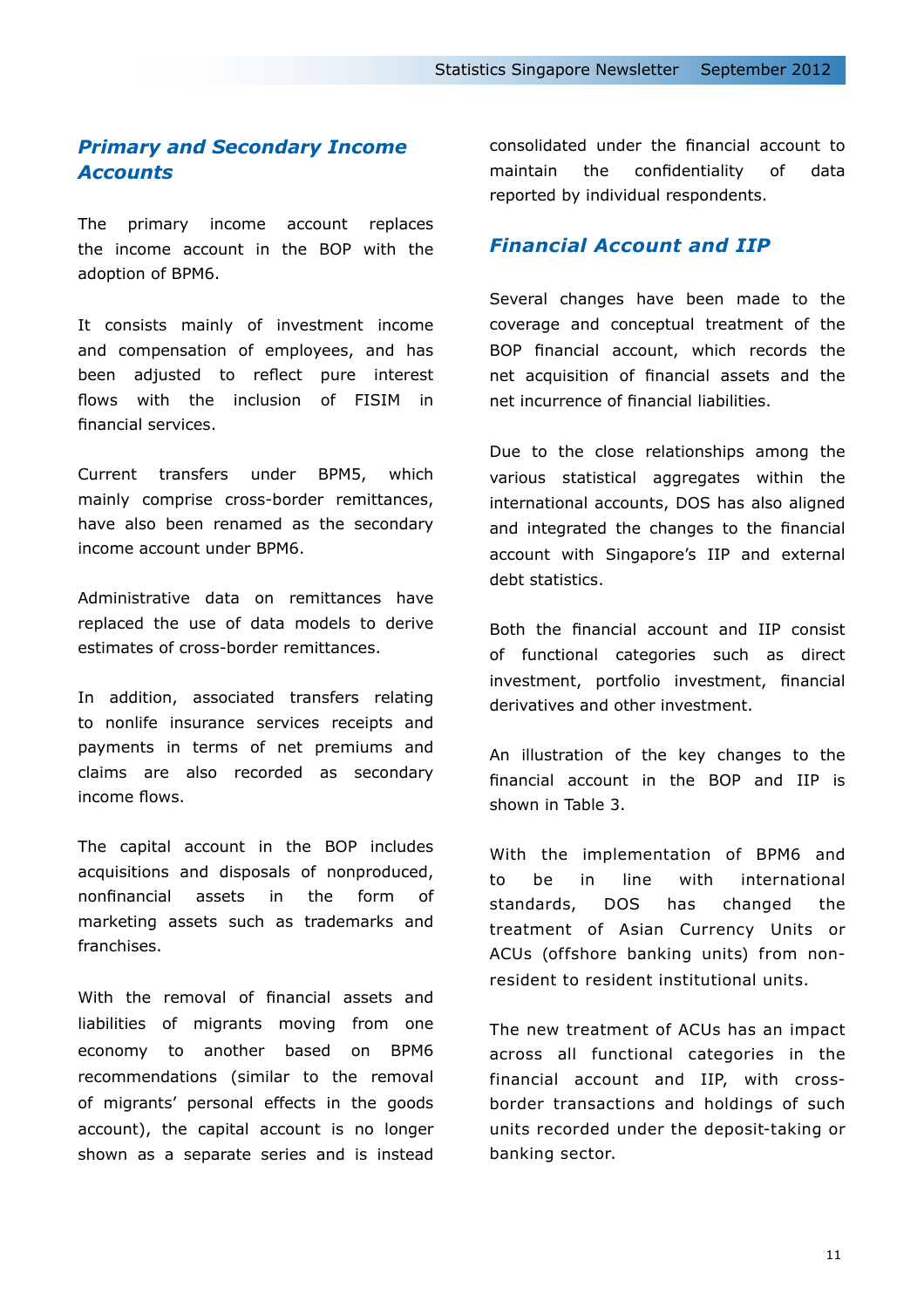## *Primary and Secondary Income Accounts*

The primary income account replaces the income account in the BOP with the adoption of BPM6.

It consists mainly of investment income and compensation of employees, and has been adjusted to reflect pure interest flows with the inclusion of FISIM in financial services.

Current transfers under BPM5, which mainly comprise cross-border remittances, have also been renamed as the secondary income account under BPM6.

Administrative data on remittances have replaced the use of data models to derive estimates of cross-border remittances.

In addition, associated transfers relating to nonlife insurance services receipts and payments in terms of net premiums and claims are also recorded as secondary income flows.

The capital account in the BOP includes acquisitions and disposals of nonproduced, nonfinancial assets in the form of marketing assets such as trademarks and franchises.

With the removal of financial assets and liabilities of migrants moving from one economy to another based on BPM6 recommendations (similar to the removal of migrants' personal effects in the goods account), the capital account is no longer shown as a separate series and is instead consolidated under the financial account to maintain the confidentiality of data reported by individual respondents.

## *Financial Account and IIP*

Several changes have been made to the coverage and conceptual treatment of the BOP financial account, which records the net acquisition of financial assets and the net incurrence of financial liabilities.

Due to the close relationships among the various statistical aggregates within the international accounts, DOS has also aligned and integrated the changes to the financial account with Singapore's IIP and external debt statistics.

Both the financial account and IIP consist of functional categories such as direct investment, portfolio investment, financial derivatives and other investment.

An illustration of the key changes to the financial account in the BOP and IIP is shown in Table 3.

With the implementation of BPM6 and to be in line with international standards, DOS has changed the treatment of Asian Currency Units or ACUs (offshore banking units) from non-resident to resident institutional units.

The new treatment of ACUs has an impact across all functional categories in the financial account and IIP, with cross-border transactions and holdings of such units recorded under the deposit-taking or banking sector.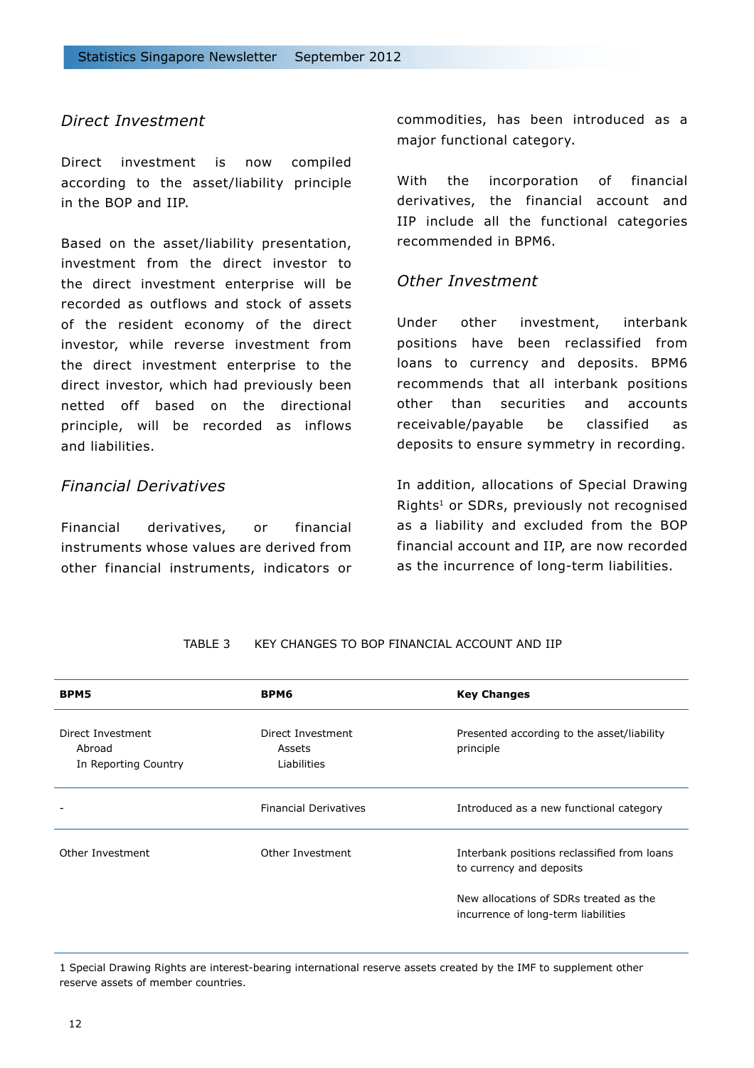### *Direct Investment*

Direct investment is now compiled according to the asset/liability principle in the BOP and IIP.

Based on the asset/liability presentation, investment from the direct investor to the direct investment enterprise will be recorded as outflows and stock of assets of the resident economy of the direct investor, while reverse investment from the direct investment enterprise to the direct investor, which had previously been netted off based on the directional principle, will be recorded as inflows and liabilities.

### *Financial Derivatives*

Financial derivatives, or financial instruments whose values are derived from other financial instruments, indicators or commodities, has been introduced as a major functional category.

With the incorporation of financial derivatives, the financial account and IIP include all the functional categories recommended in BPM6.

### *Other Investment*

Under other investment, interbank positions have been reclassified from loans to currency and deposits. BPM6 recommends that all interbank positions other than securities and accounts receivable/payable be classified as deposits to ensure symmetry in recording.

In addition, allocations of Special Drawing Rights[1] or SDRs, previously not recognised as a liability and excluded from the BOP financial account and IIP, are now recorded as the incurrence of long-term liabilities.

TABLE 3 KEY CHANGES TO BOP FINANCIAL ACCOUNT AND IIP

| BPM5 | BPM6 | Key Changes |
|---|---|---|
| Direct Investment<br>Abroad<br>In Reporting Country | Direct Investment<br>Assets<br>Liabilities | Presented according to the asset/liability principle |
| - | Financial Derivatives | Introduced as a new functional category |
| Other Investment | Other Investment | Interbank positions reclassified from loans to currency and deposits<br><br>New allocations of SDRs treated as the incurrence of long-term liabilities |

1 Special Drawing Rights are interest-bearing international reserve assets created by the IMF to supplement other reserve assets of member countries.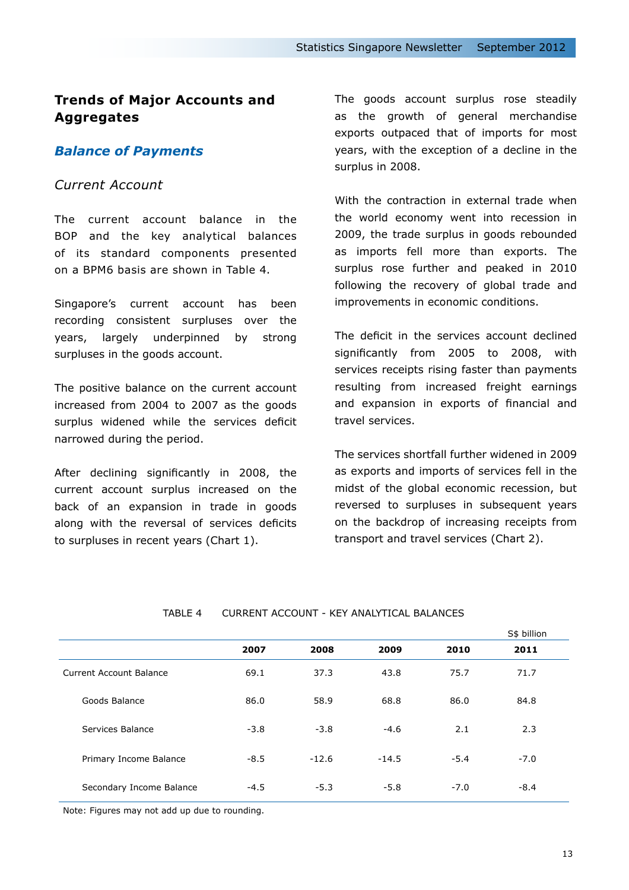## Trends of Major Accounts and Aggregates

### *Balance of Payments*

*Current Account*

The current account balance in the BOP and the key analytical balances of its standard components presented on a BPM6 basis are shown in Table 4.

Singapore's current account has been recording consistent surpluses over the years, largely underpinned by strong surpluses in the goods account.

The positive balance on the current account increased from 2004 to 2007 as the goods surplus widened while the services deficit narrowed during the period.

After declining significantly in 2008, the current account surplus increased on the back of an expansion in trade in goods along with the reversal of services deficits to surpluses in recent years (Chart 1).

The goods account surplus rose steadily as the growth of general merchandise exports outpaced that of imports for most years, with the exception of a decline in the surplus in 2008.

With the contraction in external trade when the world economy went into recession in 2009, the trade surplus in goods rebounded as imports fell more than exports. The surplus rose further and peaked in 2010 following the recovery of global trade and improvements in economic conditions.

The deficit in the services account declined significantly from 2005 to 2008, with services receipts rising faster than payments resulting from increased freight earnings and expansion in exports of financial and travel services.

The services shortfall further widened in 2009 as exports and imports of services fell in the midst of the global economic recession, but reversed to surpluses in subsequent years on the backdrop of increasing receipts from transport and travel services (Chart 2).

TABLE 4 CURRENT ACCOUNT - KEY ANALYTICAL BALANCES

S$ billion

| | 2007 | 2008 | 2009 | 2010 | 2011 |
|---|---|---|---|---|---|
| Current Account Balance | 69.1 | 37.3 | 43.8 | 75.7 | 71.7 |
| Goods Balance | 86.0 | 58.9 | 68.8 | 86.0 | 84.8 |
| Services Balance | -3.8 | -3.8 | -4.6 | 2.1 | 2.3 |
| Primary Income Balance | -8.5 | -12.6 | -14.5 | -5.4 | -7.0 |
| Secondary Income Balance | -4.5 | -5.3 | -5.8 | -7.0 | -8.4 |

Note: Figures may not add up due to rounding.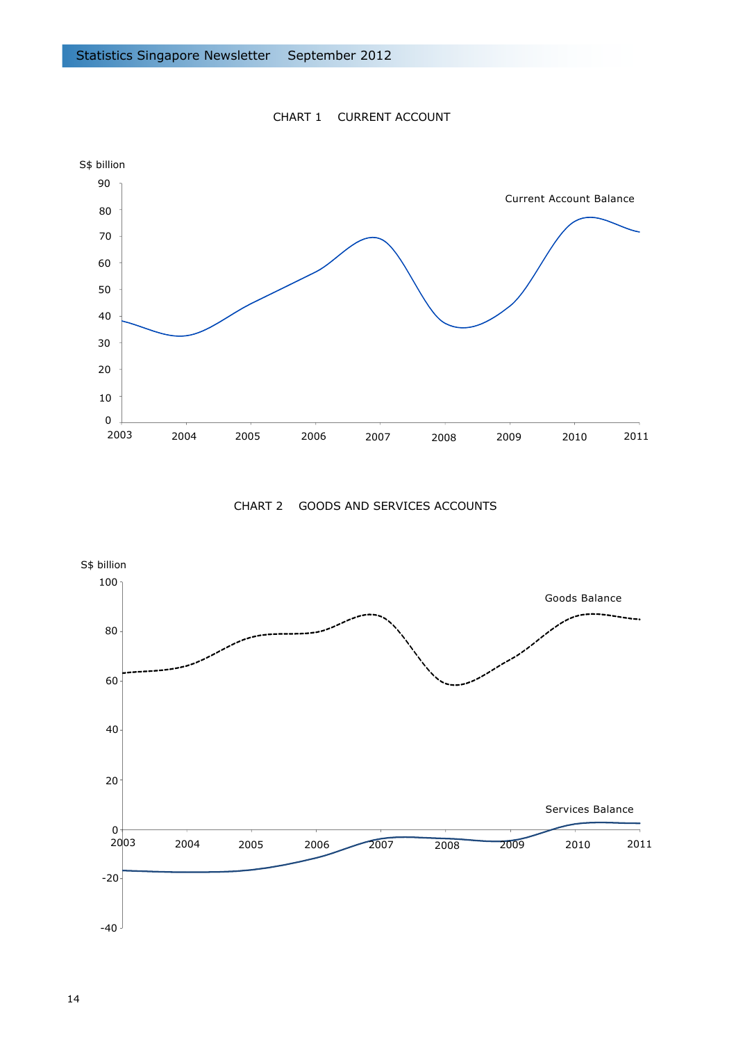CHART 1 CURRENT ACCOUNT

S$ billion

Current Account Balance

CHART 2 GOODS AND SERVICES ACCOUNTS

S$ billion

Goods Balance

Services Balance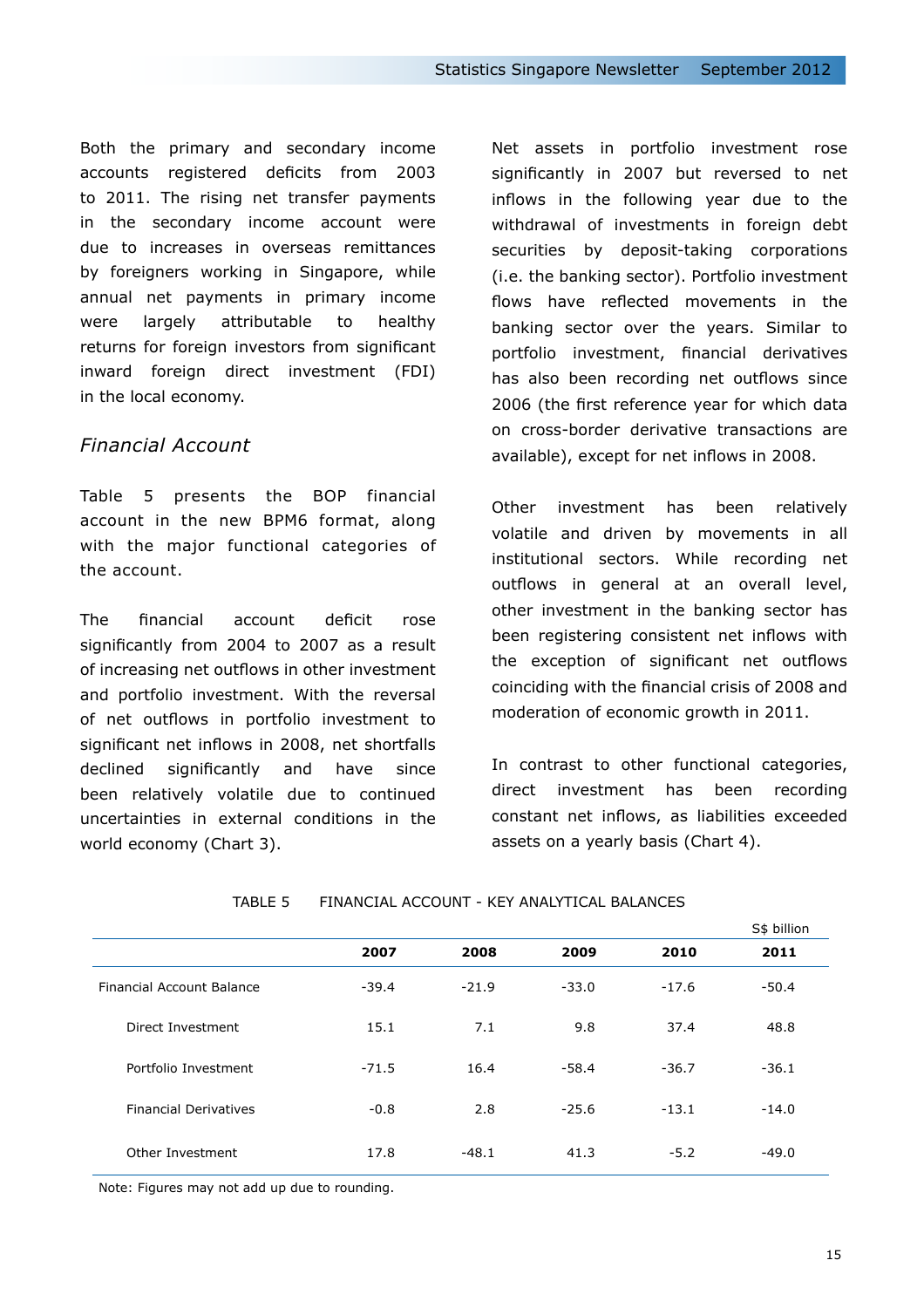Both the primary and secondary income accounts registered deficits from 2003 to 2011. The rising net transfer payments in the secondary income account were due to increases in overseas remittances by foreigners working in Singapore, while annual net payments in primary income were largely attributable to healthy returns for foreign investors from significant inward foreign direct investment (FDI) in the local economy.

### *Financial Account*

Table 5 presents the BOP financial account in the new BPM6 format, along with the major functional categories of the account.

The financial account deficit rose significantly from 2004 to 2007 as a result of increasing net outflows in other investment and portfolio investment. With the reversal of net outflows in portfolio investment to significant net inflows in 2008, net shortfalls declined significantly and have since been relatively volatile due to continued uncertainties in external conditions in the world economy (Chart 3).

Net assets in portfolio investment rose significantly in 2007 but reversed to net inflows in the following year due to the withdrawal of investments in foreign debt securities by deposit-taking corporations (i.e. the banking sector). Portfolio investment flows have reflected movements in the banking sector over the years. Similar to portfolio investment, financial derivatives has also been recording net outflows since 2006 (the first reference year for which data on cross-border derivative transactions are available), except for net inflows in 2008.

Other investment has been relatively volatile and driven by movements in all institutional sectors. While recording net outflows in general at an overall level, other investment in the banking sector has been registering consistent net inflows with the exception of significant net outflows coinciding with the financial crisis of 2008 and moderation of economic growth in 2011.

In contrast to other functional categories, direct investment has been recording constant net inflows, as liabilities exceeded assets on a yearly basis (Chart 4).

TABLE 5 FINANCIAL ACCOUNT - KEY ANALYTICAL BALANCES

S$ billion

| | 2007 | 2008 | 2009 | 2010 | 2011 |
|---|---|---|---|---|---|
| Financial Account Balance | -39.4 | -21.9 | -33.0 | -17.6 | -50.4 |
| Direct Investment | 15.1 | 7.1 | 9.8 | 37.4 | 48.8 |
| Portfolio Investment | -71.5 | 16.4 | -58.4 | -36.7 | -36.1 |
| Financial Derivatives | -0.8 | 2.8 | -25.6 | -13.1 | -14.0 |
| Other Investment | 17.8 | -48.1 | 41.3 | -5.2 | -49.0 |

Note: Figures may not add up due to rounding.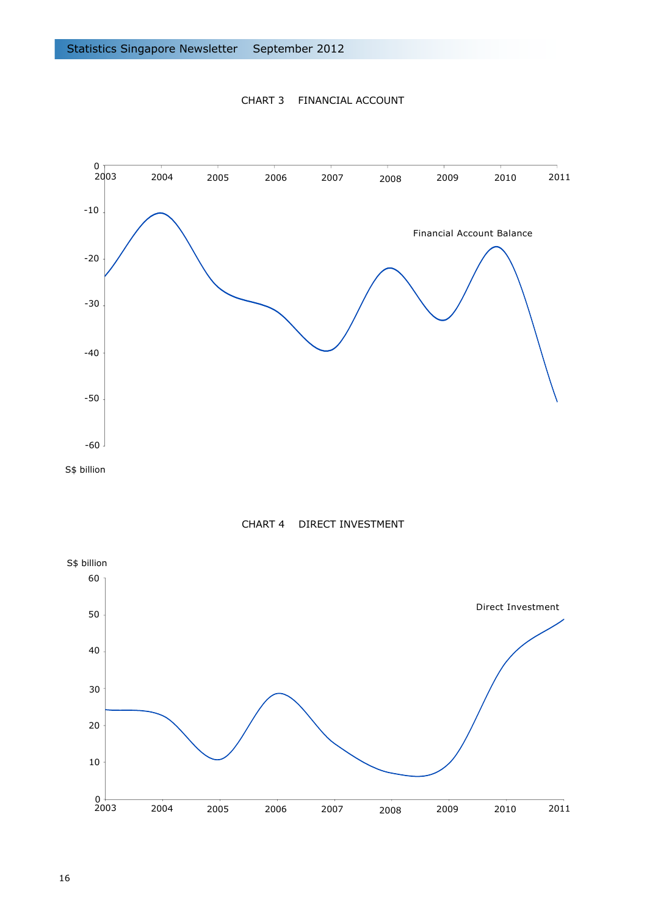CHART 3 FINANCIAL ACCOUNT

S$ billion

Financial Account Balance

CHART 4 DIRECT INVESTMENT

S$ billion

Direct Investment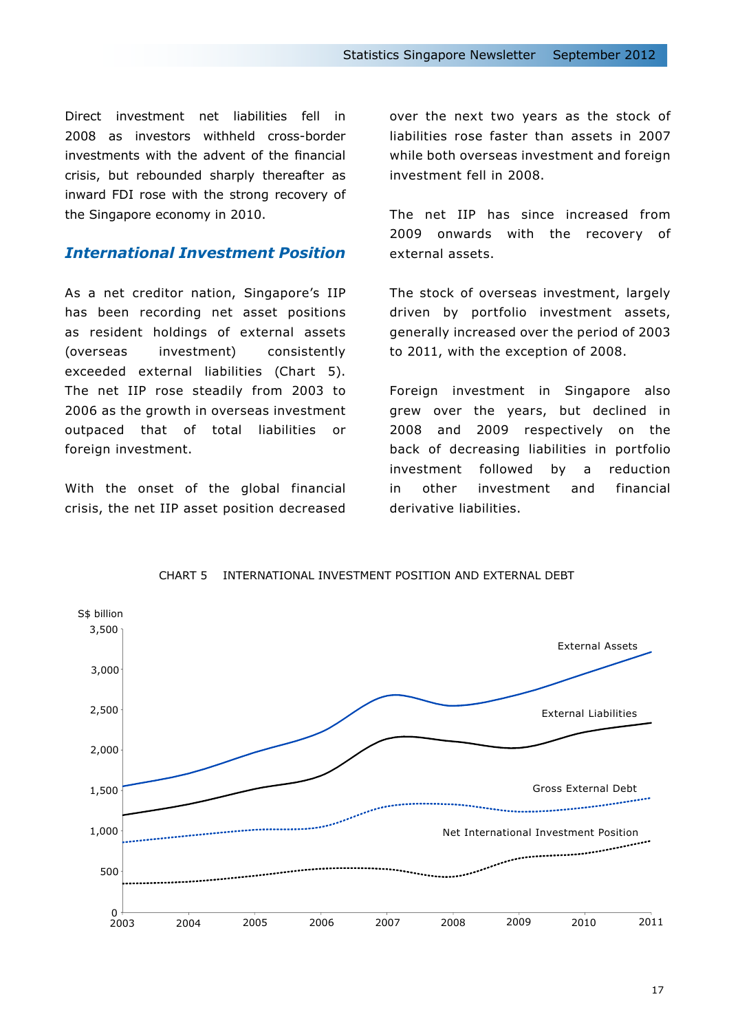Direct investment net liabilities fell in 2008 as investors withheld cross-border investments with the advent of the financial crisis, but rebounded sharply thereafter as inward FDI rose with the strong recovery of the Singapore economy in 2010.

## *International Investment Position*

As a net creditor nation, Singapore's IIP has been recording net asset positions as resident holdings of external assets (overseas investment) consistently exceeded external liabilities (Chart 5). The net IIP rose steadily from 2003 to 2006 as the growth in overseas investment outpaced that of total liabilities or foreign investment.

With the onset of the global financial crisis, the net IIP asset position decreased over the next two years as the stock of liabilities rose faster than assets in 2007 while both overseas investment and foreign investment fell in 2008.

The net IIP has since increased from 2009 onwards with the recovery of external assets.

The stock of overseas investment, largely driven by portfolio investment assets, generally increased over the period of 2003 to 2011, with the exception of 2008.

Foreign investment in Singapore also grew over the years, but declined in 2008 and 2009 respectively on the back of decreasing liabilities in portfolio investment followed by a reduction in other investment and financial derivative liabilities.

CHART 5 INTERNATIONAL INVESTMENT POSITION AND EXTERNAL DEBT

S$ billion

(Line chart, 2003–2011, y-axis 0 to 3,500: External Assets, External Liabilities, Gross External Debt, Net International Investment Position)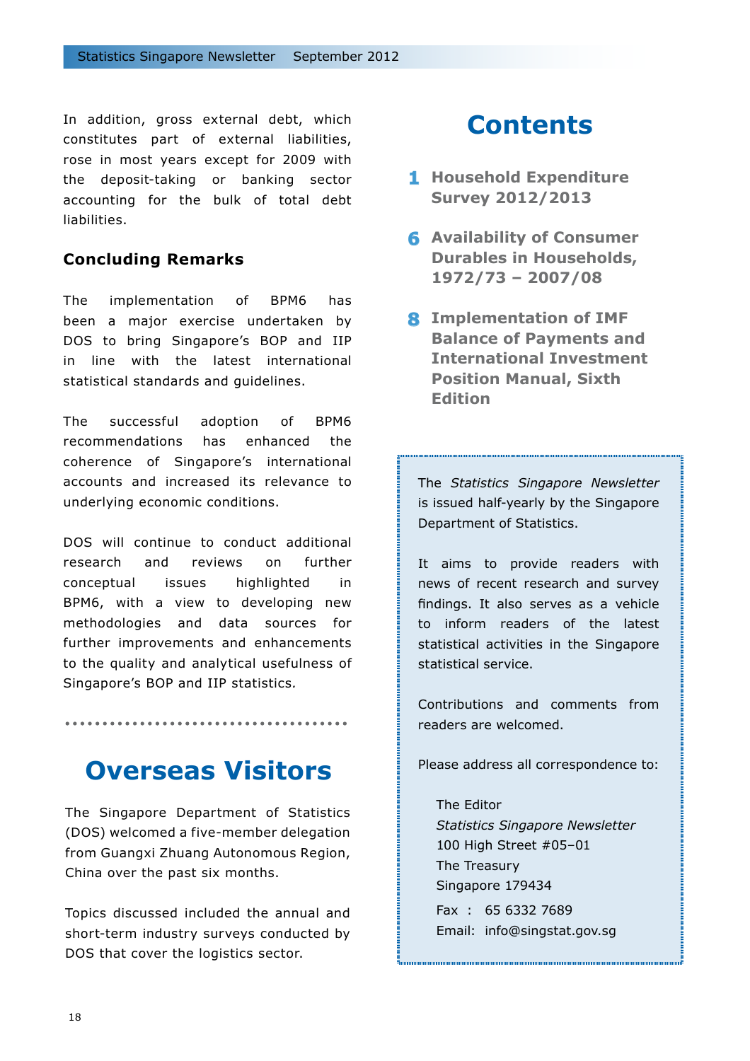In addition, gross external debt, which constitutes part of external liabilities, rose in most years except for 2009 with the deposit-taking or banking sector accounting for the bulk of total debt liabilities.

### Concluding Remarks

The implementation of BPM6 has been a major exercise undertaken by DOS to bring Singapore's BOP and IIP in line with the latest international statistical standards and guidelines.

The successful adoption of BPM6 recommendations has enhanced the coherence of Singapore's international accounts and increased its relevance to underlying economic conditions.

DOS will continue to conduct additional research and reviews on further conceptual issues highlighted in BPM6, with a view to developing new methodologies and data sources for further improvements and enhancements to the quality and analytical usefulness of Singapore's BOP and IIP statistics.

# Overseas Visitors

The Singapore Department of Statistics (DOS) welcomed a five-member delegation from Guangxi Zhuang Autonomous Region, China over the past six months.

Topics discussed included the annual and short-term industry surveys conducted by DOS that cover the logistics sector.

# Contents

- **1** **Household Expenditure Survey 2012/2013**
- **6** **Availability of Consumer Durables in Households, 1972/73 – 2007/08**
- **8** **Implementation of IMF Balance of Payments and International Investment Position Manual, Sixth Edition**

The *Statistics Singapore Newsletter* is issued half-yearly by the Singapore Department of Statistics.

It aims to provide readers with news of recent research and survey findings. It also serves as a vehicle to inform readers of the latest statistical activities in the Singapore statistical service.

Contributions and comments from readers are welcomed.

Please address all correspondence to:

The Editor
*Statistics Singapore Newsletter*
100 High Street #05–01
The Treasury
Singapore 179434

Fax : 65 6332 7689
Email: info@singstat.gov.sg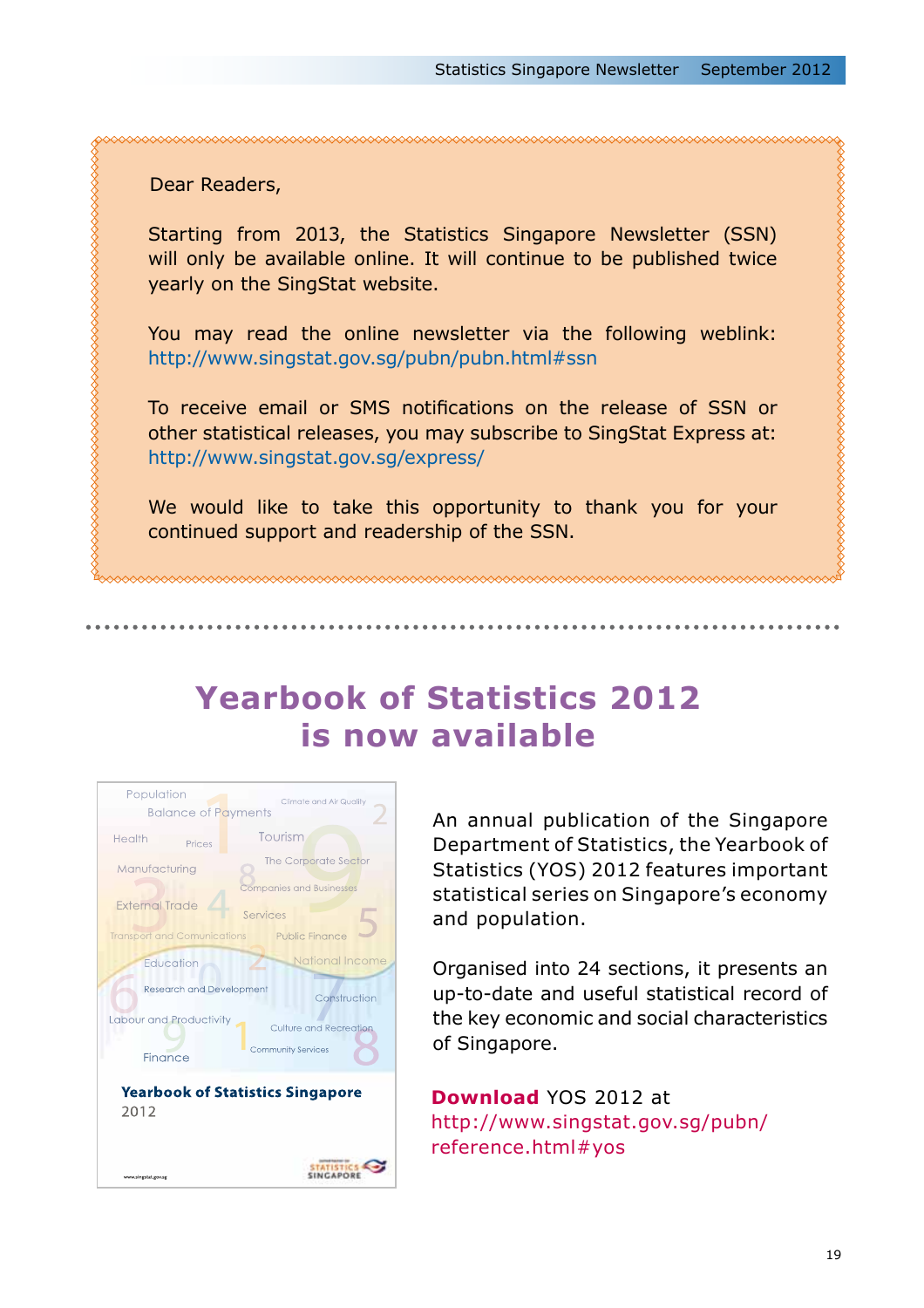Dear Readers,

Starting from 2013, the Statistics Singapore Newsletter (SSN) will only be available online. It will continue to be published twice yearly on the SingStat website.

You may read the online newsletter via the following weblink: http://www.singstat.gov.sg/pubn/pubn.html#ssn

To receive email or SMS notifications on the release of SSN or other statistical releases, you may subscribe to SingStat Express at: http://www.singstat.gov.sg/express/

We would like to take this opportunity to thank you for your continued support and readership of the SSN.

# Yearbook of Statistics 2012 is now available

An annual publication of the Singapore Department of Statistics, the Yearbook of Statistics (YOS) 2012 features important statistical series on Singapore's economy and population.

Organised into 24 sections, it presents an up-to-date and useful statistical record of the key economic and social characteristics of Singapore.

**Download** YOS 2012 at http://www.singstat.gov.sg/pubn/reference.html#yos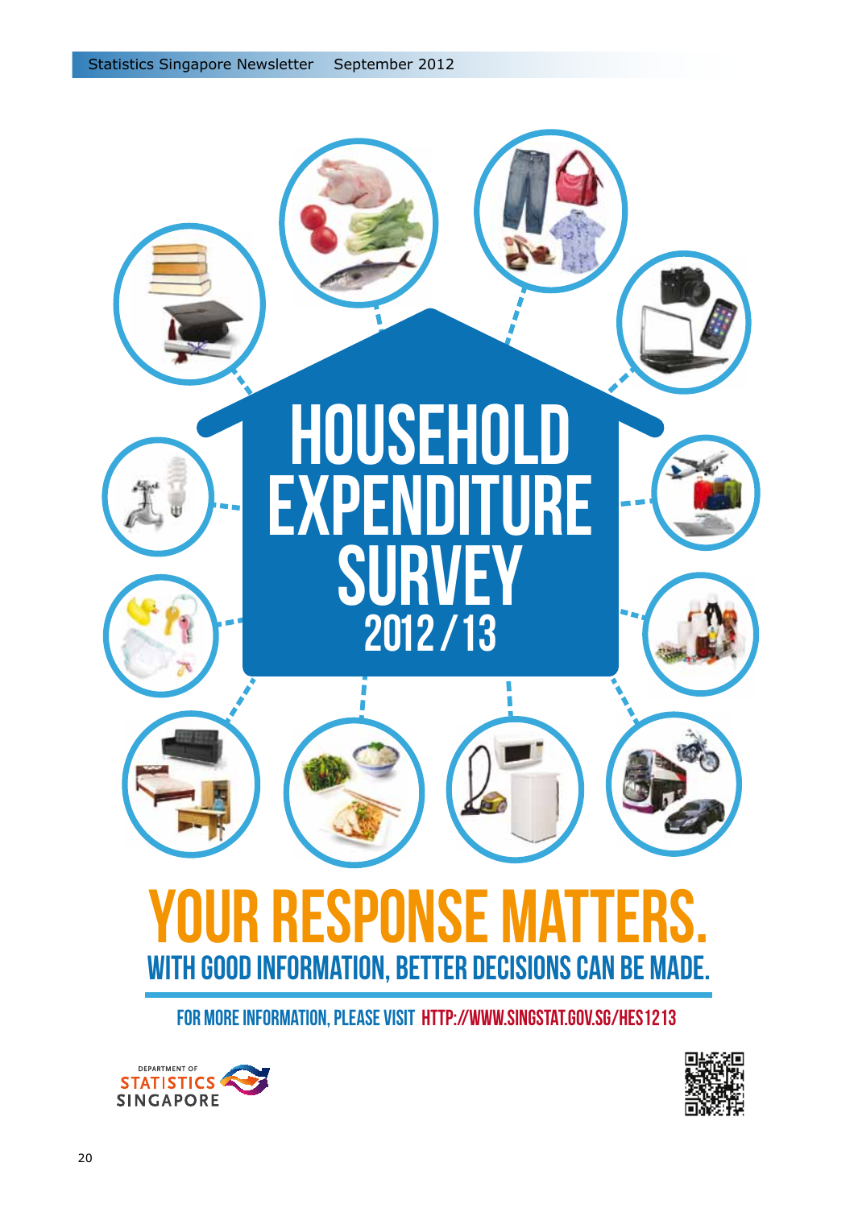# HOUSEHOLD EXPENDITURE SURVEY 2012/13

## YOUR RESPONSE MATTERS.

### WITH GOOD INFORMATION, BETTER DECISIONS CAN BE MADE.

FOR MORE INFORMATION, PLEASE VISIT HTTP://WWW.SINGSTAT.GOV.SG/HES1213

DEPARTMENT OF STATISTICS SINGAPORE